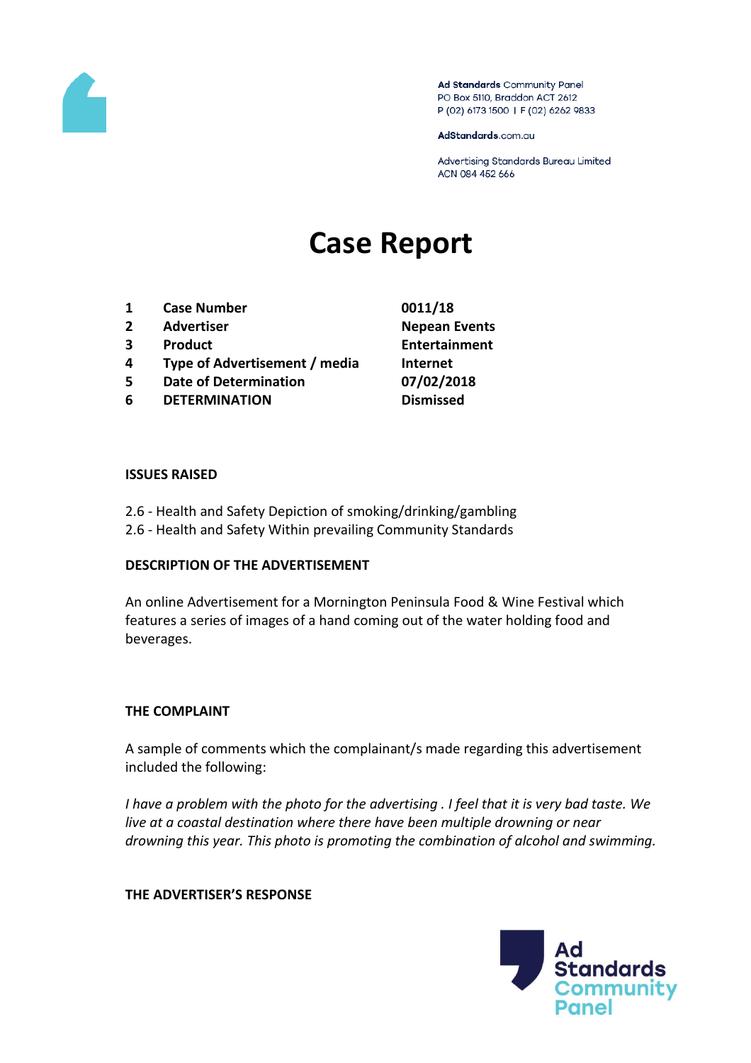Ad Standards Community Panel
PO Box 5110, Braddon ACT 2612
P (02) 6173 1500 | F (02) 6262 9833

AdStandards.com.au

Advertising Standards Bureau Limited
ACN 084 452 666

# Case Report

| | | |
|---|---|---|
| 1 | **Case Number** | **0011/18** |
| 2 | **Advertiser** | **Nepean Events** |
| 3 | **Product** | **Entertainment** |
| 4 | **Type of Advertisement / media** | **Internet** |
| 5 | **Date of Determination** | **07/02/2018** |
| 6 | **DETERMINATION** | **Dismissed** |

**ISSUES RAISED**

2.6 - Health and Safety Depiction of smoking/drinking/gambling
2.6 - Health and Safety Within prevailing Community Standards

**DESCRIPTION OF THE ADVERTISEMENT**

An online Advertisement for a Mornington Peninsula Food & Wine Festival which features a series of images of a hand coming out of the water holding food and beverages.

**THE COMPLAINT**

A sample of comments which the complainant/s made regarding this advertisement included the following:

*I have a problem with the photo for the advertising . I feel that it is very bad taste. We live at a coastal destination where there have been multiple drowning or near drowning this year. This photo is promoting the combination of alcohol and swimming.*

**THE ADVERTISER'S RESPONSE**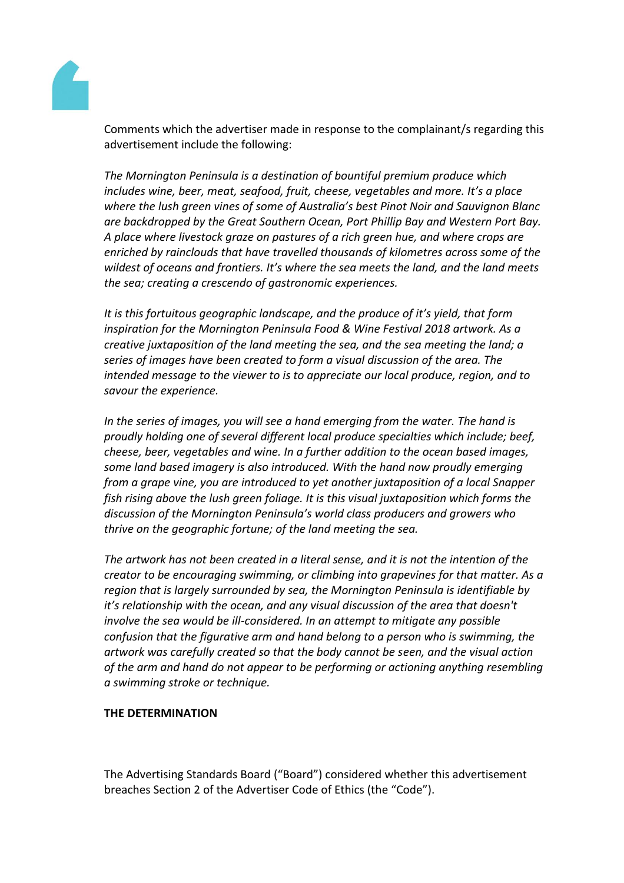Comments which the advertiser made in response to the complainant/s regarding this advertisement include the following:

*The Mornington Peninsula is a destination of bountiful premium produce which includes wine, beer, meat, seafood, fruit, cheese, vegetables and more. It's a place where the lush green vines of some of Australia's best Pinot Noir and Sauvignon Blanc are backdropped by the Great Southern Ocean, Port Phillip Bay and Western Port Bay. A place where livestock graze on pastures of a rich green hue, and where crops are enriched by rainclouds that have travelled thousands of kilometres across some of the wildest of oceans and frontiers. It's where the sea meets the land, and the land meets the sea; creating a crescendo of gastronomic experiences.*

*It is this fortuitous geographic landscape, and the produce of it's yield, that form inspiration for the Mornington Peninsula Food & Wine Festival 2018 artwork. As a creative juxtaposition of the land meeting the sea, and the sea meeting the land; a series of images have been created to form a visual discussion of the area. The intended message to the viewer to is to appreciate our local produce, region, and to savour the experience.*

*In the series of images, you will see a hand emerging from the water. The hand is proudly holding one of several different local produce specialties which include; beef, cheese, beer, vegetables and wine. In a further addition to the ocean based images, some land based imagery is also introduced. With the hand now proudly emerging from a grape vine, you are introduced to yet another juxtaposition of a local Snapper fish rising above the lush green foliage. It is this visual juxtaposition which forms the discussion of the Mornington Peninsula's world class producers and growers who thrive on the geographic fortune; of the land meeting the sea.*

*The artwork has not been created in a literal sense, and it is not the intention of the creator to be encouraging swimming, or climbing into grapevines for that matter. As a region that is largely surrounded by sea, the Mornington Peninsula is identifiable by it's relationship with the ocean, and any visual discussion of the area that doesn't involve the sea would be ill-considered. In an attempt to mitigate any possible confusion that the figurative arm and hand belong to a person who is swimming, the artwork was carefully created so that the body cannot be seen, and the visual action of the arm and hand do not appear to be performing or actioning anything resembling a swimming stroke or technique.*

**THE DETERMINATION**

The Advertising Standards Board ("Board") considered whether this advertisement breaches Section 2 of the Advertiser Code of Ethics (the "Code").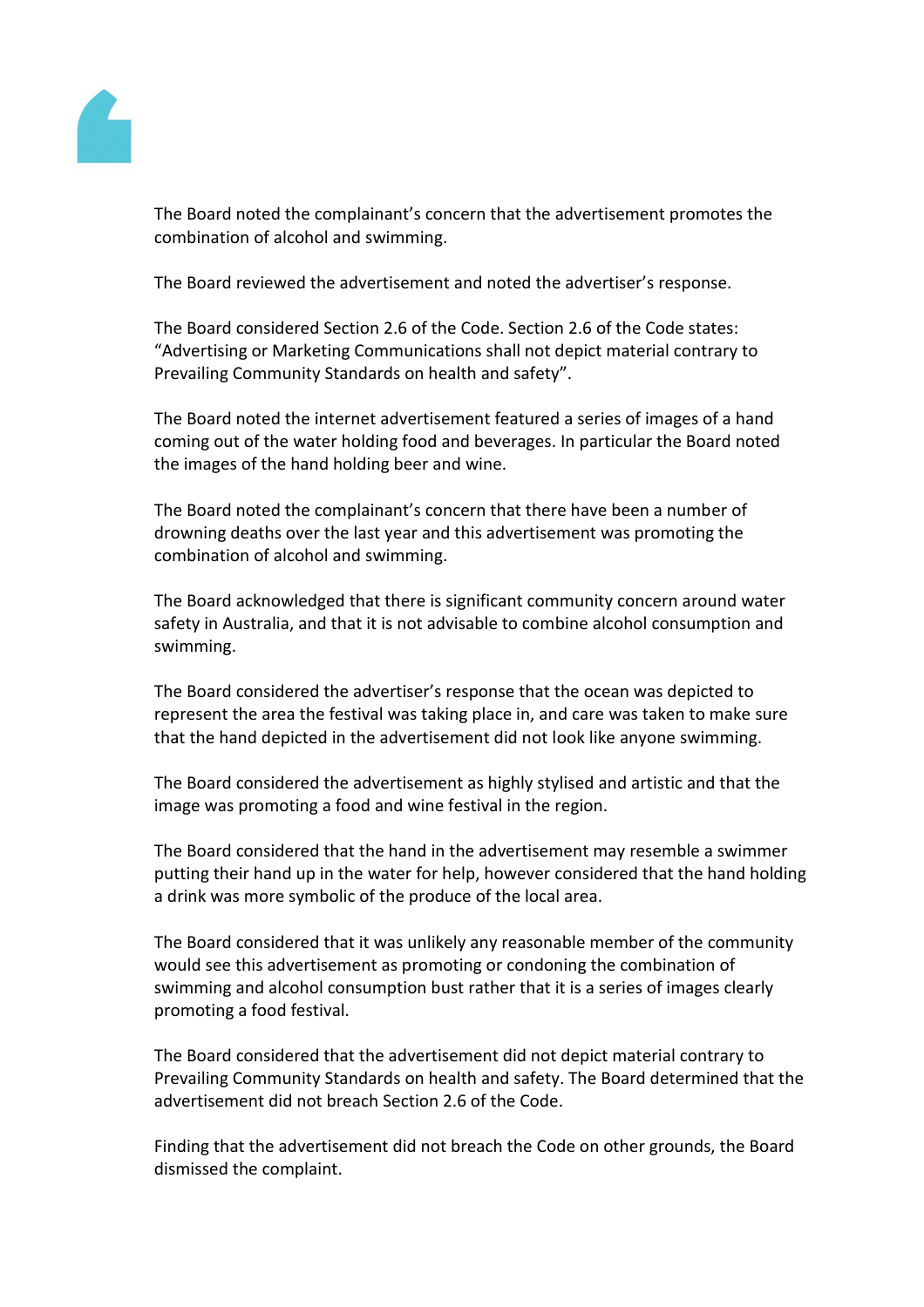The Board noted the complainant's concern that the advertisement promotes the combination of alcohol and swimming.

The Board reviewed the advertisement and noted the advertiser's response.

The Board considered Section 2.6 of the Code. Section 2.6 of the Code states: "Advertising or Marketing Communications shall not depict material contrary to Prevailing Community Standards on health and safety".

The Board noted the internet advertisement featured a series of images of a hand coming out of the water holding food and beverages. In particular the Board noted the images of the hand holding beer and wine.

The Board noted the complainant's concern that there have been a number of drowning deaths over the last year and this advertisement was promoting the combination of alcohol and swimming.

The Board acknowledged that there is significant community concern around water safety in Australia, and that it is not advisable to combine alcohol consumption and swimming.

The Board considered the advertiser's response that the ocean was depicted to represent the area the festival was taking place in, and care was taken to make sure that the hand depicted in the advertisement did not look like anyone swimming.

The Board considered the advertisement as highly stylised and artistic and that the image was promoting a food and wine festival in the region.

The Board considered that the hand in the advertisement may resemble a swimmer putting their hand up in the water for help, however considered that the hand holding a drink was more symbolic of the produce of the local area.

The Board considered that it was unlikely any reasonable member of the community would see this advertisement as promoting or condoning the combination of swimming and alcohol consumption bust rather that it is a series of images clearly promoting a food festival.

The Board considered that the advertisement did not depict material contrary to Prevailing Community Standards on health and safety. The Board determined that the advertisement did not breach Section 2.6 of the Code.

Finding that the advertisement did not breach the Code on other grounds, the Board dismissed the complaint.